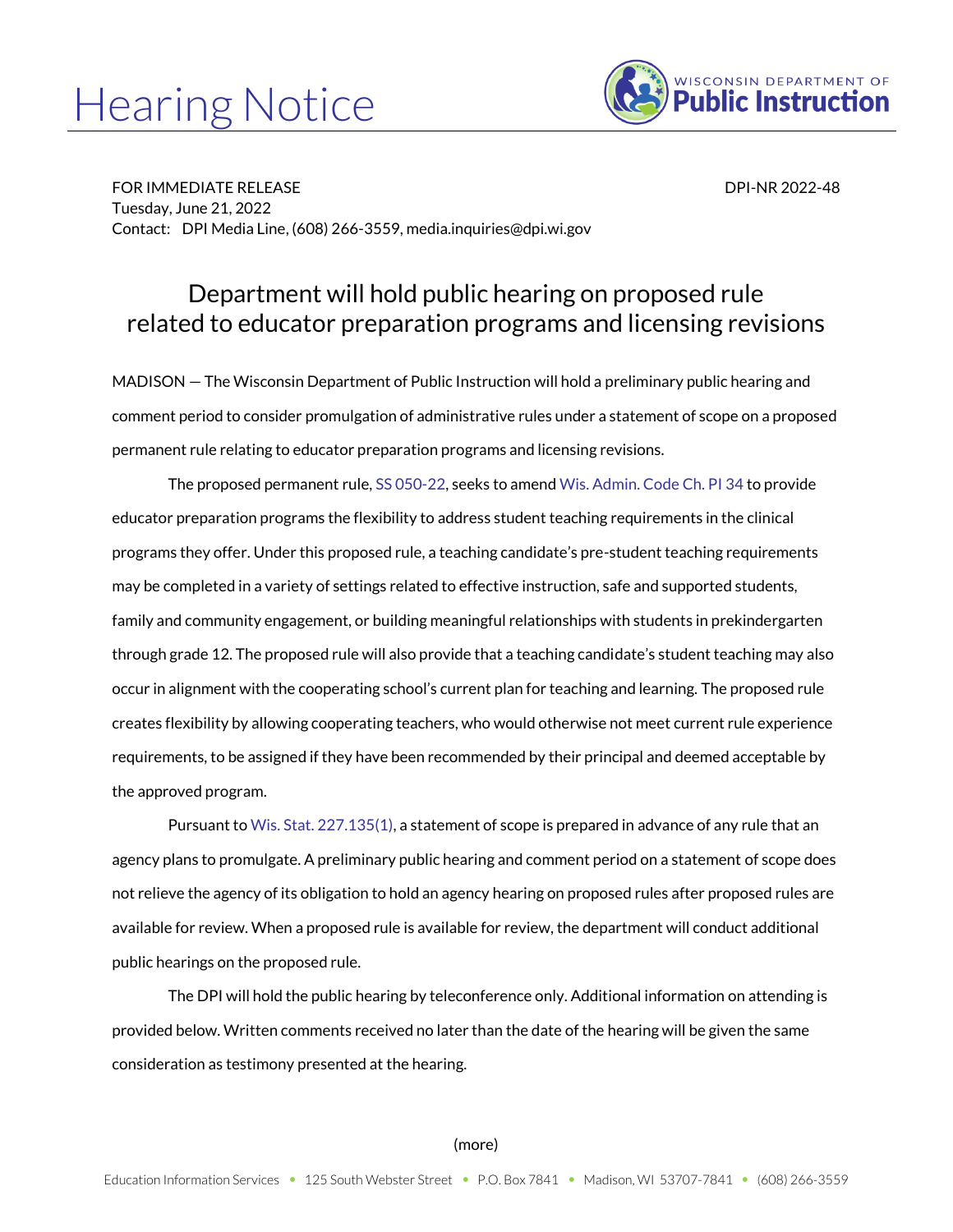# Hearing Notice

WISCONSIN DEPARTMENT OF **Public Instruction**

FOR IMMEDIATE RELEASE DPI-NR 2022-48
Tuesday, June 21, 2022
Contact: DPI Media Line, (608) 266-3559, media.inquiries@dpi.wi.gov

## Department will hold public hearing on proposed rule related to educator preparation programs and licensing revisions

MADISON — The Wisconsin Department of Public Instruction will hold a preliminary public hearing and comment period to consider promulgation of administrative rules under a statement of scope on a proposed permanent rule relating to educator preparation programs and licensing revisions.

The proposed permanent rule, SS 050-22, seeks to amend Wis. Admin. Code Ch. PI 34 to provide educator preparation programs the flexibility to address student teaching requirements in the clinical programs they offer. Under this proposed rule, a teaching candidate's pre-student teaching requirements may be completed in a variety of settings related to effective instruction, safe and supported students, family and community engagement, or building meaningful relationships with students in prekindergarten through grade 12. The proposed rule will also provide that a teaching candidate's student teaching may also occur in alignment with the cooperating school's current plan for teaching and learning. The proposed rule creates flexibility by allowing cooperating teachers, who would otherwise not meet current rule experience requirements, to be assigned if they have been recommended by their principal and deemed acceptable by the approved program.

Pursuant to Wis. Stat. 227.135(1), a statement of scope is prepared in advance of any rule that an agency plans to promulgate. A preliminary public hearing and comment period on a statement of scope does not relieve the agency of its obligation to hold an agency hearing on proposed rules after proposed rules are available for review. When a proposed rule is available for review, the department will conduct additional public hearings on the proposed rule.

The DPI will hold the public hearing by teleconference only. Additional information on attending is provided below. Written comments received no later than the date of the hearing will be given the same consideration as testimony presented at the hearing.

(more)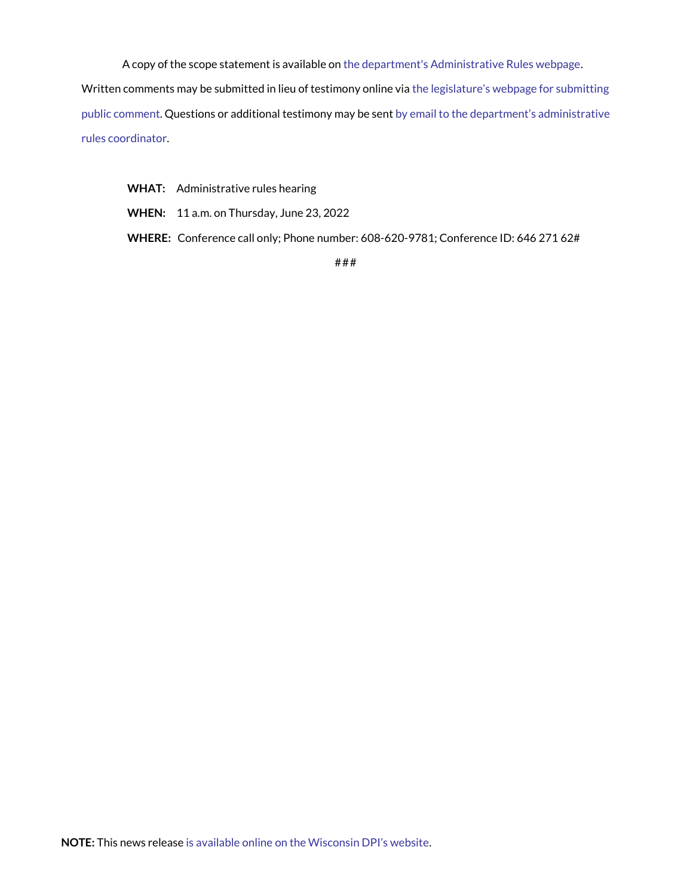A copy of the scope statement is available on the department's Administrative Rules webpage. Written comments may be submitted in lieu of testimony online via the legislature's webpage for submitting public comment. Questions or additional testimony may be sent by email to the department's administrative rules coordinator.

**WHAT:** Administrative rules hearing

**WHEN:** 11 a.m. on Thursday, June 23, 2022

**WHERE:** Conference call only; Phone number: 608-620-9781; Conference ID: 646 271 62#

###

**NOTE:** This news release is available online on the Wisconsin DPI's website.